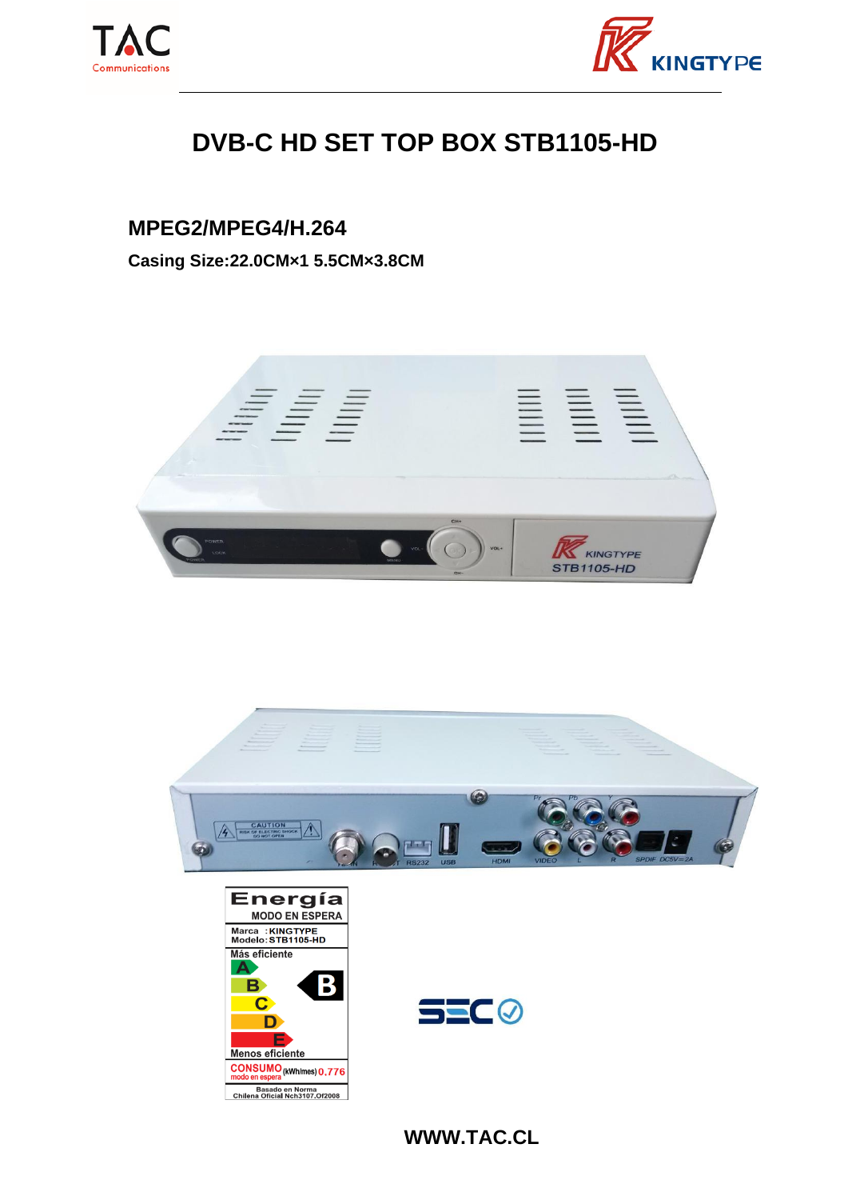# DVB-C HD SET TOP BOX STB1105-HD

## MPEG2/MPEG4/H.264

**Casing Size:22.0CM×1 5.5CM×3.8CM**

**Energía**

MODO EN ESPERA

Marca : KINGTYPE
Modelo: STB1105-HD

Más eficiente

A
B
C
D
E

B

Menos eficiente

CONSUMO modo en espera (kWh/mes) 0,776

Basado en Norma Chilena Oficial Nch3107.Of2008

**WWW.TAC.CL**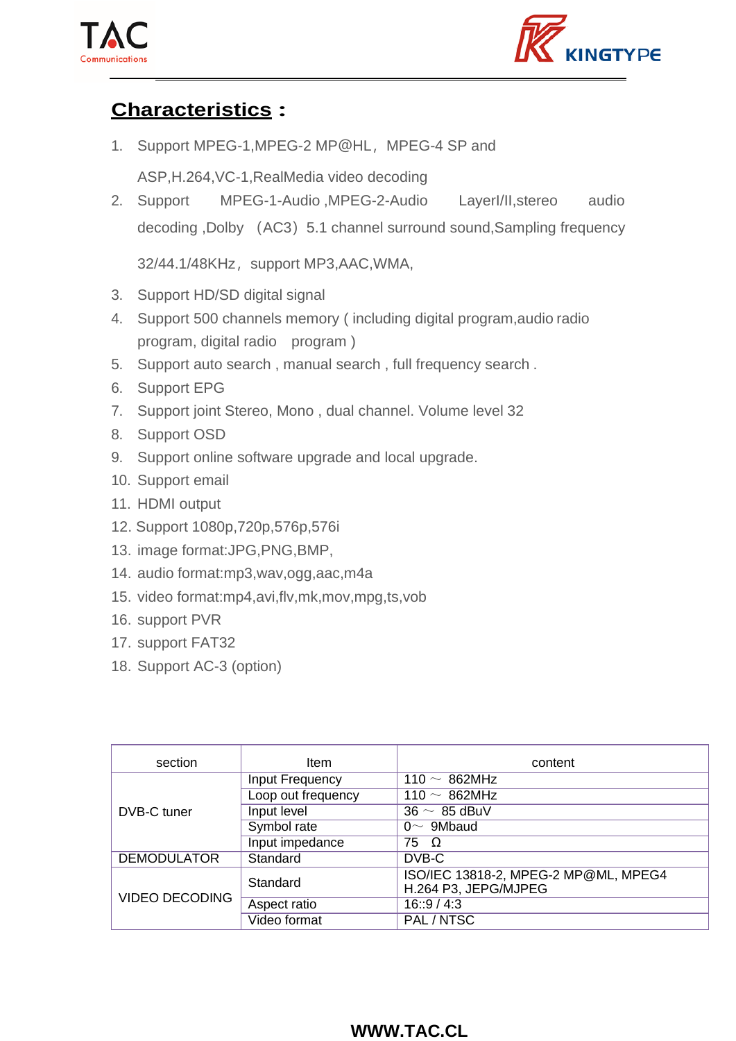## Characteristics：

1. Support MPEG-1,MPEG-2 MP@HL，MPEG-4 SP and ASP,H.264,VC-1,RealMedia video decoding
2. Support MPEG-1-Audio ,MPEG-2-Audio LayerI/II,stereo audio decoding ,Dolby （AC3）5.1 channel surround sound,Sampling frequency 32/44.1/48KHz，support MP3,AAC,WMA,
3. Support HD/SD digital signal
4. Support 500 channels memory ( including digital program,audio radio program, digital radio program )
5. Support auto search , manual search , full frequency search .
6. Support EPG
7. Support joint Stereo, Mono , dual channel. Volume level 32
8. Support OSD
9. Support online software upgrade and local upgrade.
10. Support email
11. HDMI output
12. Support 1080p,720p,576p,576i
13. image format:JPG,PNG,BMP,
14. audio format:mp3,wav,ogg,aac,m4a
15. video format:mp4,avi,flv,mk,mov,mpg,ts,vob
16. support PVR
17. support FAT32
18. Support AC-3 (option)

| section | Item | content |
|---|---|---|
| DVB-C tuner | Input Frequency | 110 ～ 862MHz |
| | Loop out frequency | 110 ～ 862MHz |
| | Input level | 36 ～ 85 dBuV |
| | Symbol rate | 0～ 9Mbaud |
| | Input impedance | 75 Ω |
| DEMODULATOR | Standard | DVB-C |
| VIDEO DECODING | Standard | ISO/IEC 13818-2, MPEG-2 MP@ML, MPEG4 H.264 P3, JEPG/MJPEG |
| | Aspect ratio | 16::9 / 4:3 |
| | Video format | PAL / NTSC |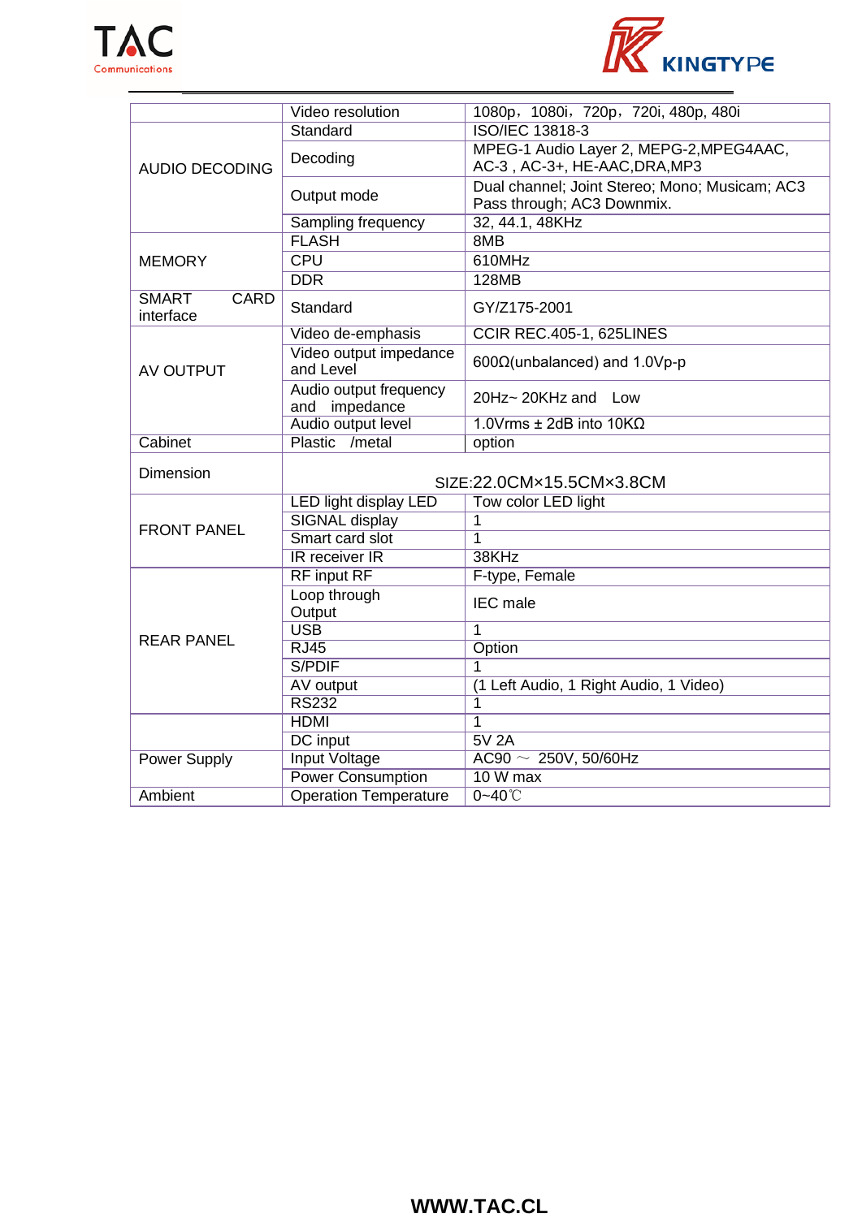| | | |
|---|---|---|
| | Video resolution | 1080p，1080i，720p，720i, 480p, 480i |
| AUDIO DECODING | Standard | ISO/IEC 13818-3 |
| | Decoding | MPEG-1 Audio Layer 2, MEPG-2,MPEG4AAC, AC-3 , AC-3+, HE-AAC,DRA,MP3 |
| | Output mode | Dual channel; Joint Stereo; Mono; Musicam; AC3 Pass through; AC3 Downmix. |
| | Sampling frequency | 32, 44.1, 48KHz |
| MEMORY | FLASH | 8MB |
| | CPU | 610MHz |
| | DDR | 128MB |
| SMART CARD interface | Standard | GY/Z175-2001 |
| AV OUTPUT | Video de-emphasis | CCIR REC.405-1, 625LINES |
| | Video output impedance and Level | 600Ω(unbalanced) and 1.0Vp-p |
| | Audio output frequency and impedance | 20Hz~ 20KHz and Low |
| | Audio output level | 1.0Vrms ± 2dB into 10KΩ |
| Cabinet | Plastic /metal | option |
| Dimension | SIZE:22.0CM×15.5CM×3.8CM | |
| FRONT PANEL | LED light display LED | Tow color LED light |
| | SIGNAL display | 1 |
| | Smart card slot | 1 |
| | IR receiver IR | 38KHz |
| REAR PANEL | RF input RF | F-type, Female |
| | Loop through Output | IEC male |
| | USB | 1 |
| | RJ45 | Option |
| | S/PDIF | 1 |
| | AV output | (1 Left Audio, 1 Right Audio, 1 Video) |
| | RS232 | 1 |
| | HDMI | 1 |
| Power Supply | DC input | 5V 2A |
| | Input Voltage | AC90 ～ 250V, 50/60Hz |
| | Power Consumption | 10 W max |
| Ambient | Operation Temperature | 0~40℃ |

**WWW.TAC.CL**